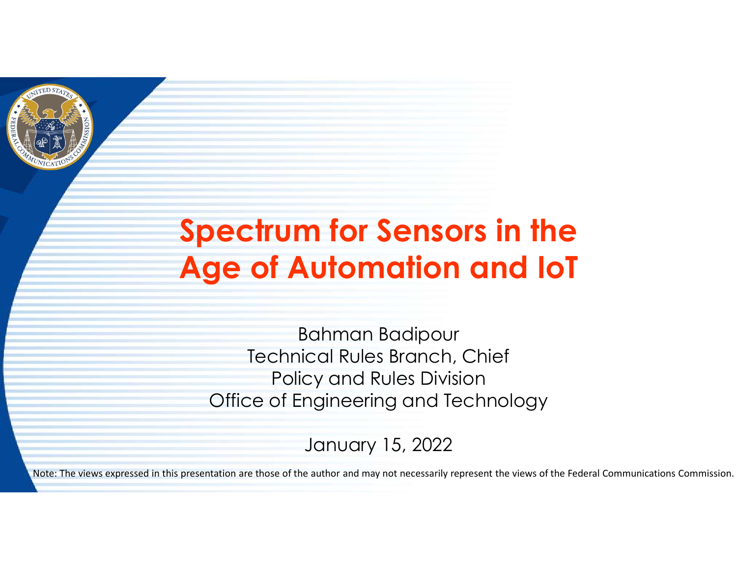# Spectrum for Sensors in the Age of Automation and IoT

Bahman Badipour
Technical Rules Branch, Chief
Policy and Rules Division
Office of Engineering and Technology

January 15, 2022

Note: The views expressed in this presentation are those of the author and may not necessarily represent the views of the Federal Communications Commission.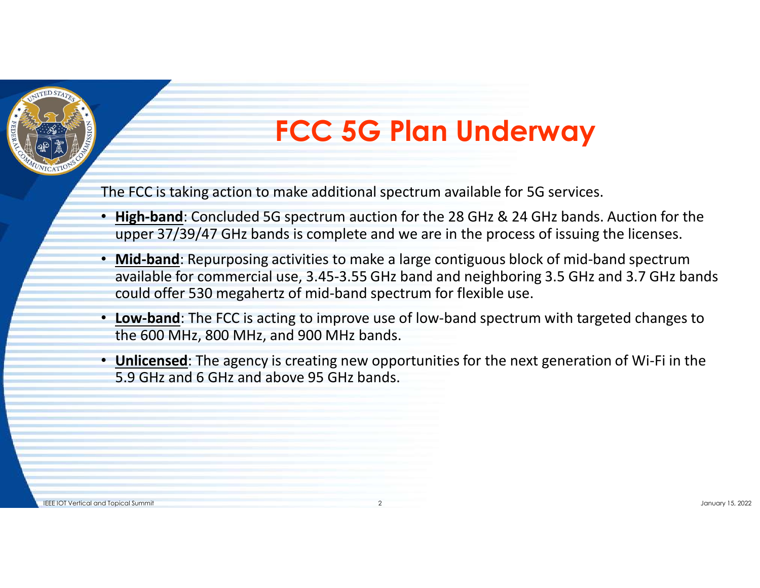# FCC 5G Plan Underway

The FCC is taking action to make additional spectrum available for 5G services.

- **High-band**: Concluded 5G spectrum auction for the 28 GHz & 24 GHz bands. Auction for the upper 37/39/47 GHz bands is complete and we are in the process of issuing the licenses.
- **Mid-band**: Repurposing activities to make a large contiguous block of mid-band spectrum available for commercial use, 3.45-3.55 GHz band and neighboring 3.5 GHz and 3.7 GHz bands could offer 530 megahertz of mid-band spectrum for flexible use.
- **Low-band**: The FCC is acting to improve use of low-band spectrum with targeted changes to the 600 MHz, 800 MHz, and 900 MHz bands.
- **Unlicensed**: The agency is creating new opportunities for the next generation of Wi-Fi in the 5.9 GHz and 6 GHz and above 95 GHz bands.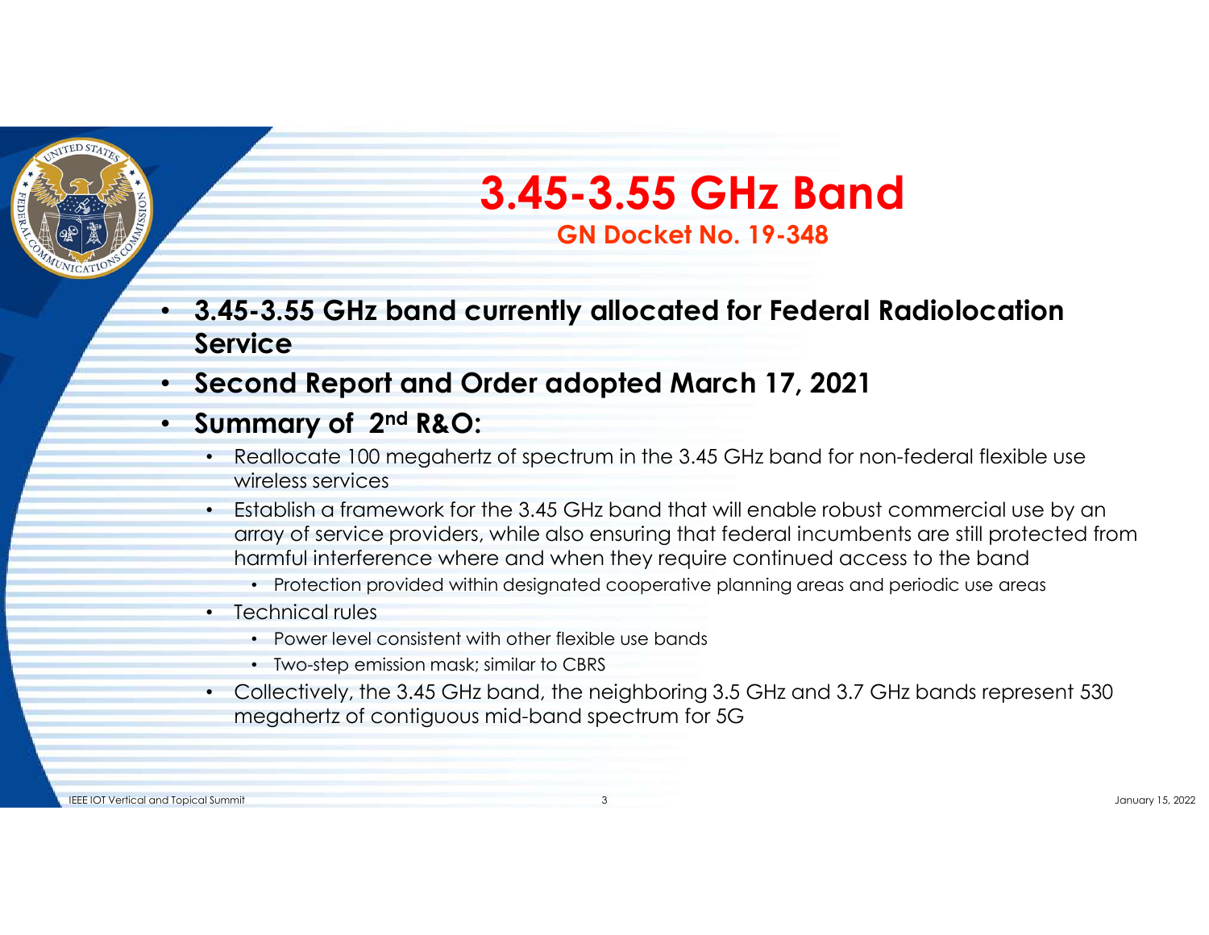# 3.45-3.55 GHz Band

## GN Docket No. 19-348

- **3.45-3.55 GHz band currently allocated for Federal Radiolocation Service**
- **Second Report and Order adopted March 17, 2021**
- **Summary of 2nd R&O:**
  - Reallocate 100 megahertz of spectrum in the 3.45 GHz band for non-federal flexible use wireless services
  - Establish a framework for the 3.45 GHz band that will enable robust commercial use by an array of service providers, while also ensuring that federal incumbents are still protected from harmful interference where and when they require continued access to the band
    - Protection provided within designated cooperative planning areas and periodic use areas
  - Technical rules
    - Power level consistent with other flexible use bands
    - Two-step emission mask; similar to CBRS
  - Collectively, the 3.45 GHz band, the neighboring 3.5 GHz and 3.7 GHz bands represent 530 megahertz of contiguous mid-band spectrum for 5G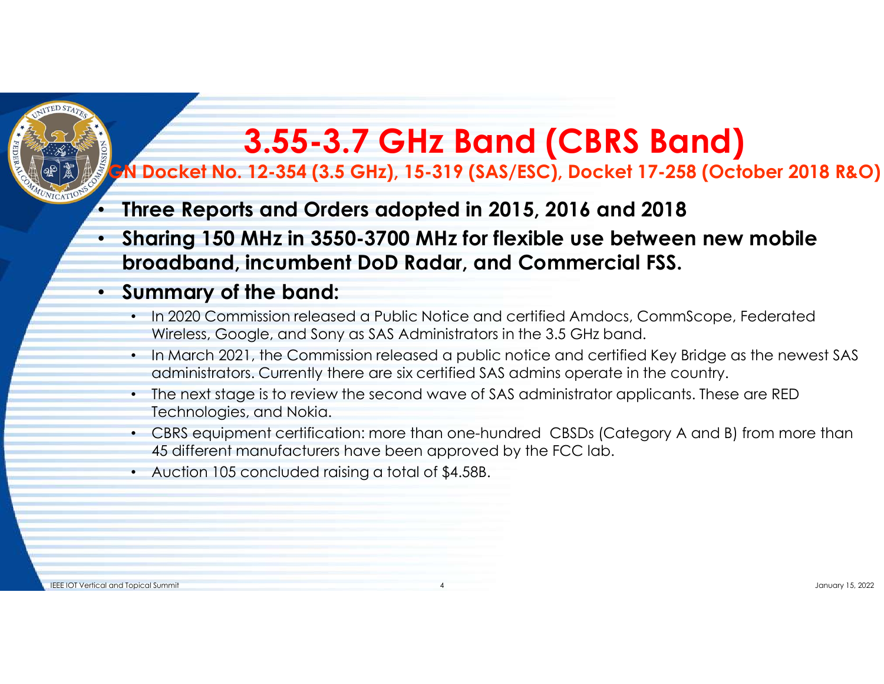# 3.55-3.7 GHz Band (CBRS Band)

**GN Docket No. 12-354 (3.5 GHz), 15-319 (SAS/ESC), Docket 17-258 (October 2018 R&O)**

- **Three Reports and Orders adopted in 2015, 2016 and 2018**
- **Sharing 150 MHz in 3550-3700 MHz for flexible use between new mobile broadband, incumbent DoD Radar, and Commercial FSS.**
- **Summary of the band:**
  - In 2020 Commission released a Public Notice and certified Amdocs, CommScope, Federated Wireless, Google, and Sony as SAS Administrators in the 3.5 GHz band.
  - In March 2021, the Commission released a public notice and certified Key Bridge as the newest SAS administrators. Currently there are six certified SAS admins operate in the country.
  - The next stage is to review the second wave of SAS administrator applicants. These are RED Technologies, and Nokia.
  - CBRS equipment certification: more than one-hundred CBSDs (Category A and B) from more than 45 different manufacturers have been approved by the FCC lab.
  - Auction 105 concluded raising a total of $4.58B.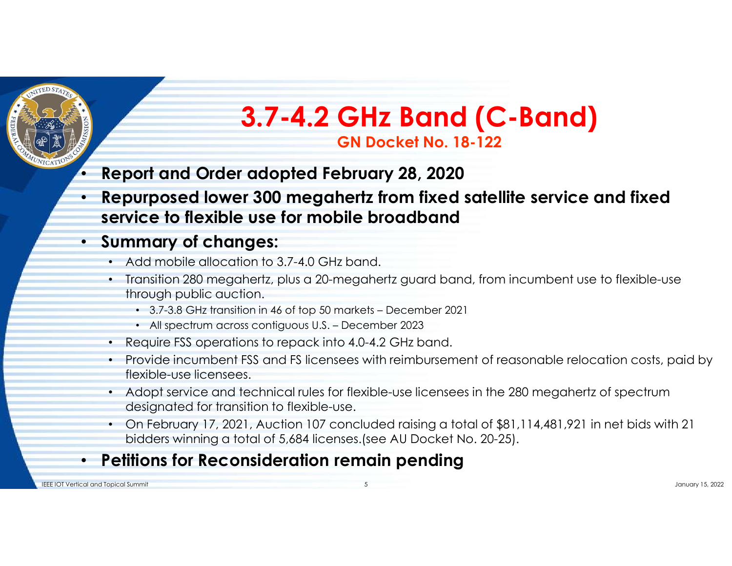# 3.7-4.2 GHz Band (C-Band)

## GN Docket No. 18-122

- **Report and Order adopted February 28, 2020**
- **Repurposed lower 300 megahertz from fixed satellite service and fixed service to flexible use for mobile broadband**
- **Summary of changes:**
  - Add mobile allocation to 3.7-4.0 GHz band.
  - Transition 280 megahertz, plus a 20-megahertz guard band, from incumbent use to flexible-use through public auction.
    - 3.7-3.8 GHz transition in 46 of top 50 markets – December 2021
    - All spectrum across contiguous U.S. – December 2023
  - Require FSS operations to repack into 4.0-4.2 GHz band.
  - Provide incumbent FSS and FS licensees with reimbursement of reasonable relocation costs, paid by flexible-use licensees.
  - Adopt service and technical rules for flexible-use licensees in the 280 megahertz of spectrum designated for transition to flexible-use.
  - On February 17, 2021, Auction 107 concluded raising a total of $81,114,481,921 in net bids with 21 bidders winning a total of 5,684 licenses.(see AU Docket No. 20-25).
- **Petitions for Reconsideration remain pending**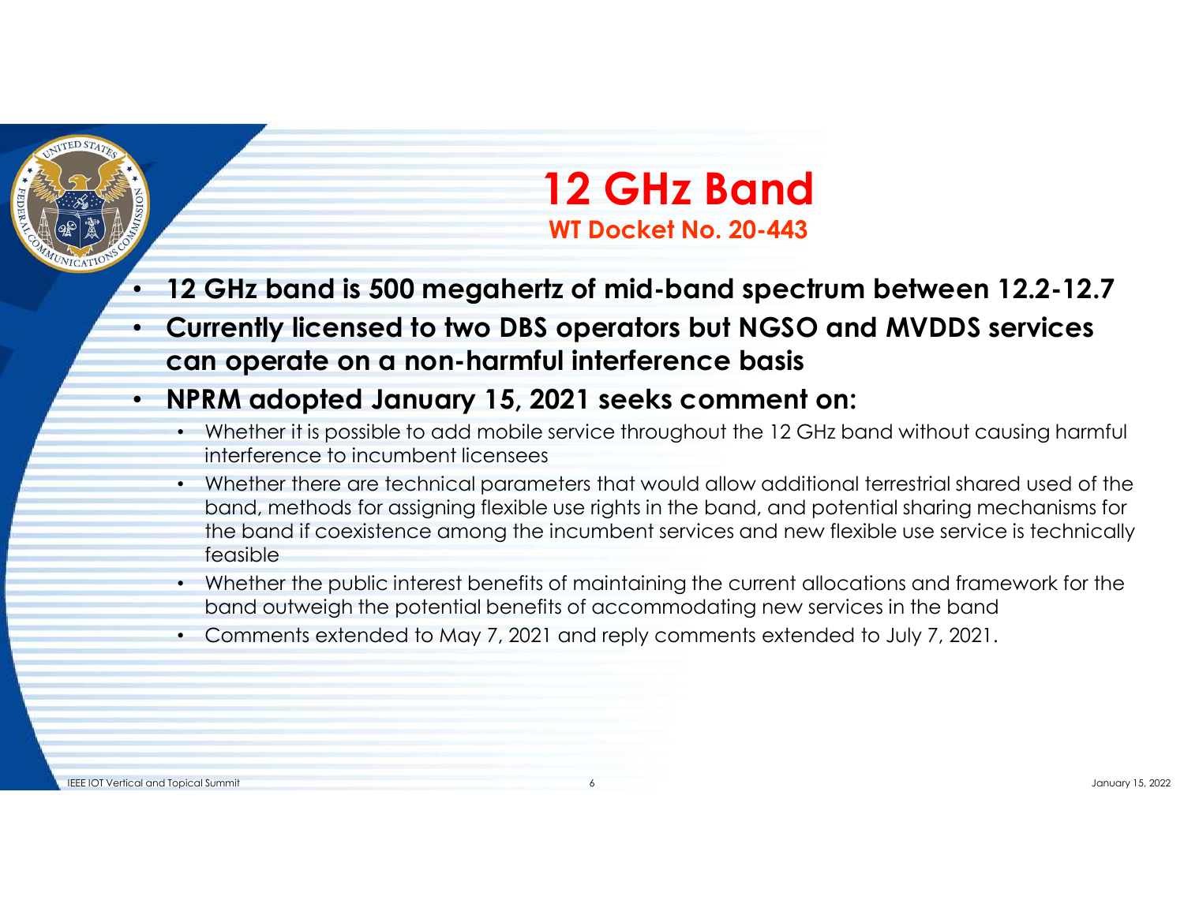# 12 GHz Band

**WT Docket No. 20-443**

- **12 GHz band is 500 megahertz of mid-band spectrum between 12.2-12.7**
- **Currently licensed to two DBS operators but NGSO and MVDDS services can operate on a non-harmful interference basis**
- **NPRM adopted January 15, 2021 seeks comment on:**
  - Whether it is possible to add mobile service throughout the 12 GHz band without causing harmful interference to incumbent licensees
  - Whether there are technical parameters that would allow additional terrestrial shared used of the band, methods for assigning flexible use rights in the band, and potential sharing mechanisms for the band if coexistence among the incumbent services and new flexible use service is technically feasible
  - Whether the public interest benefits of maintaining the current allocations and framework for the band outweigh the potential benefits of accommodating new services in the band
  - Comments extended to May 7, 2021 and reply comments extended to July 7, 2021.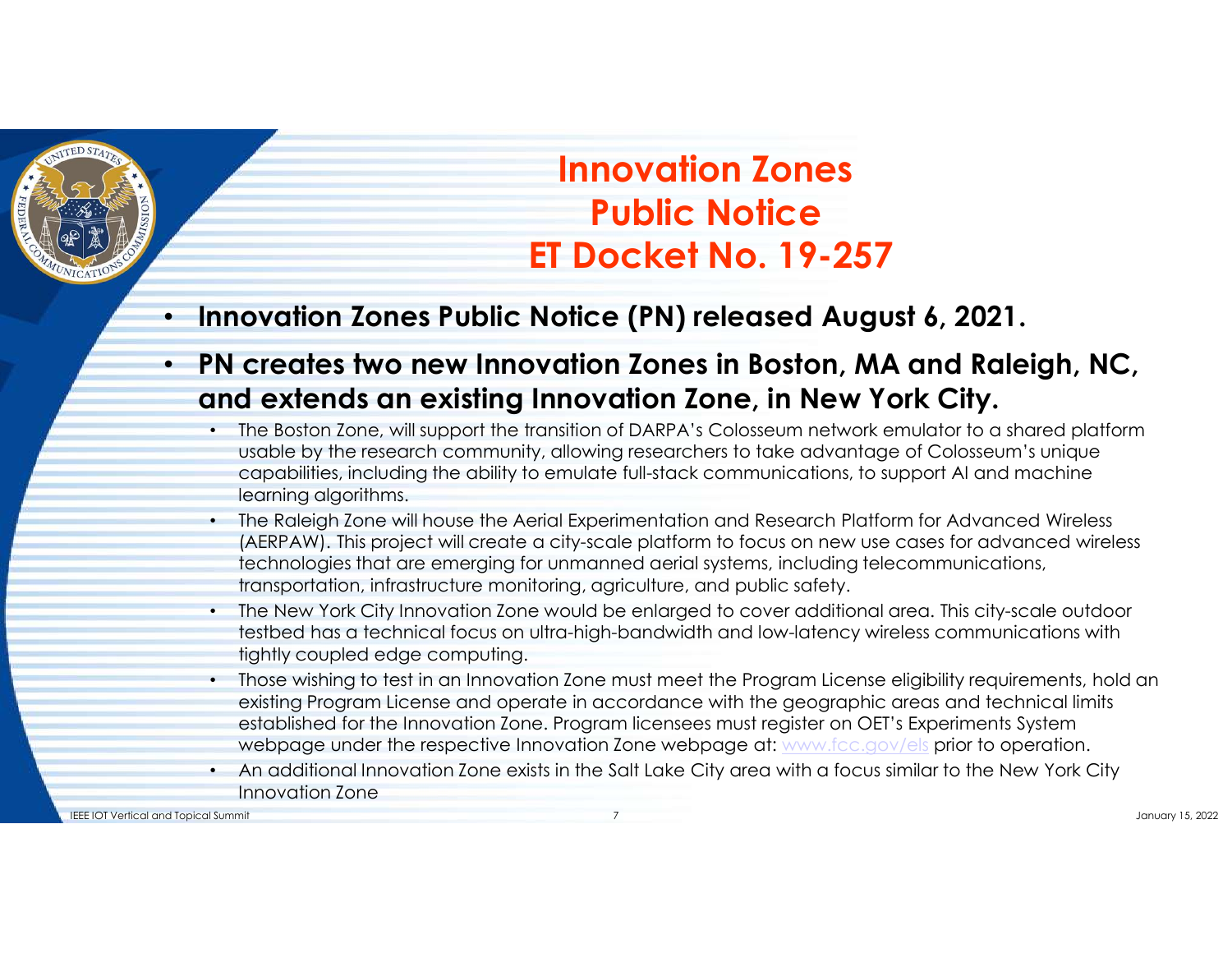# Innovation Zones Public Notice ET Docket No. 19-257

- **Innovation Zones Public Notice (PN) released August 6, 2021.**
- **PN creates two new Innovation Zones in Boston, MA and Raleigh, NC, and extends an existing Innovation Zone, in New York City.**
  - The Boston Zone, will support the transition of DARPA's Colosseum network emulator to a shared platform usable by the research community, allowing researchers to take advantage of Colosseum's unique capabilities, including the ability to emulate full-stack communications, to support AI and machine learning algorithms.
  - The Raleigh Zone will house the Aerial Experimentation and Research Platform for Advanced Wireless (AERPAW). This project will create a city-scale platform to focus on new use cases for advanced wireless technologies that are emerging for unmanned aerial systems, including telecommunications, transportation, infrastructure monitoring, agriculture, and public safety.
  - The New York City Innovation Zone would be enlarged to cover additional area. This city-scale outdoor testbed has a technical focus on ultra-high-bandwidth and low-latency wireless communications with tightly coupled edge computing.
  - Those wishing to test in an Innovation Zone must meet the Program License eligibility requirements, hold an existing Program License and operate in accordance with the geographic areas and technical limits established for the Innovation Zone. Program licensees must register on OET's Experiments System webpage under the respective Innovation Zone webpage at: www.fcc.gov/els prior to operation.
  - An additional Innovation Zone exists in the Salt Lake City area with a focus similar to the New York City Innovation Zone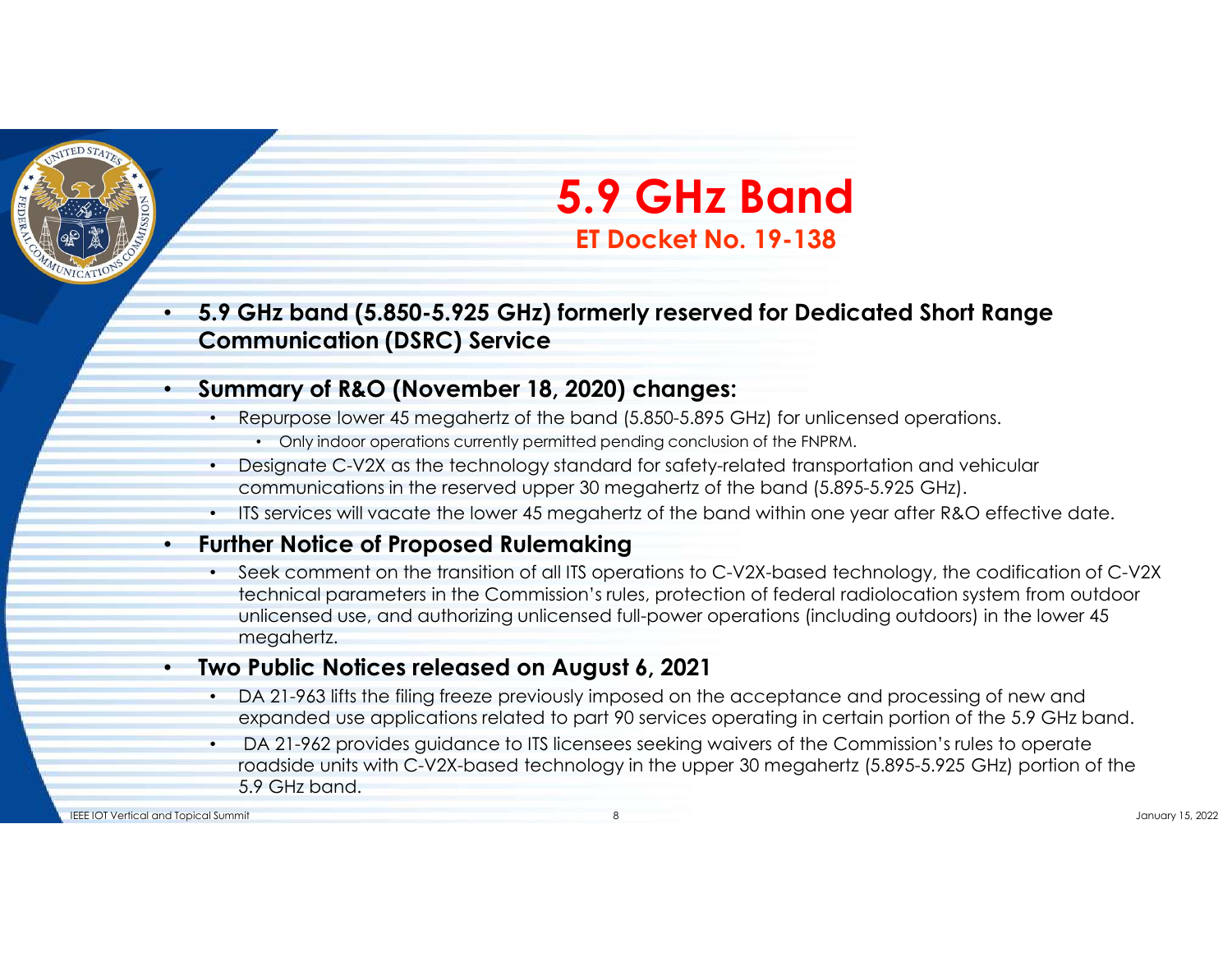# 5.9 GHz Band

## ET Docket No. 19-138

- **5.9 GHz band (5.850-5.925 GHz) formerly reserved for Dedicated Short Range Communication (DSRC) Service**
- **Summary of R&O (November 18, 2020) changes:**
  - Repurpose lower 45 megahertz of the band (5.850-5.895 GHz) for unlicensed operations.
    - Only indoor operations currently permitted pending conclusion of the FNPRM.
  - Designate C-V2X as the technology standard for safety-related transportation and vehicular communications in the reserved upper 30 megahertz of the band (5.895-5.925 GHz).
  - ITS services will vacate the lower 45 megahertz of the band within one year after R&O effective date.
- **Further Notice of Proposed Rulemaking**
  - Seek comment on the transition of all ITS operations to C-V2X-based technology, the codification of C-V2X technical parameters in the Commission's rules, protection of federal radiolocation system from outdoor unlicensed use, and authorizing unlicensed full-power operations (including outdoors) in the lower 45 megahertz.
- **Two Public Notices released on August 6, 2021**
  - DA 21-963 lifts the filing freeze previously imposed on the acceptance and processing of new and expanded use applications related to part 90 services operating in certain portion of the 5.9 GHz band.
  - DA 21-962 provides guidance to ITS licensees seeking waivers of the Commission's rules to operate roadside units with C-V2X-based technology in the upper 30 megahertz (5.895-5.925 GHz) portion of the 5.9 GHz band.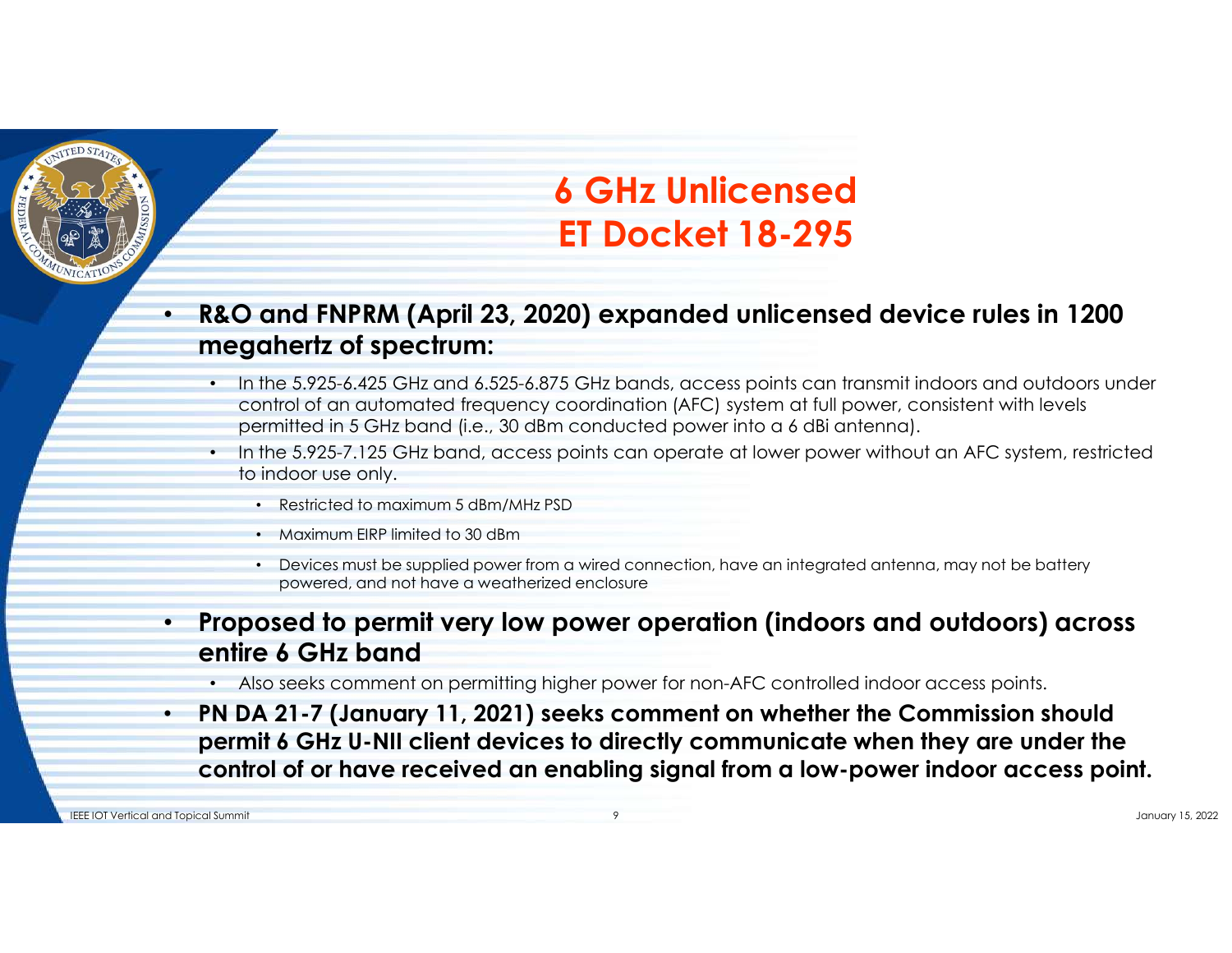# 6 GHz Unlicensed
# ET Docket 18-295

- **R&O and FNPRM (April 23, 2020) expanded unlicensed device rules in 1200 megahertz of spectrum:**
  - In the 5.925-6.425 GHz and 6.525-6.875 GHz bands, access points can transmit indoors and outdoors under control of an automated frequency coordination (AFC) system at full power, consistent with levels permitted in 5 GHz band (i.e., 30 dBm conducted power into a 6 dBi antenna).
  - In the 5.925-7.125 GHz band, access points can operate at lower power without an AFC system, restricted to indoor use only.
    - Restricted to maximum 5 dBm/MHz PSD
    - Maximum EIRP limited to 30 dBm
    - Devices must be supplied power from a wired connection, have an integrated antenna, may not be battery powered, and not have a weatherized enclosure
- **Proposed to permit very low power operation (indoors and outdoors) across entire 6 GHz band**
  - Also seeks comment on permitting higher power for non-AFC controlled indoor access points.
- **PN DA 21-7 (January 11, 2021) seeks comment on whether the Commission should permit 6 GHz U-NII client devices to directly communicate when they are under the control of or have received an enabling signal from a low-power indoor access point.**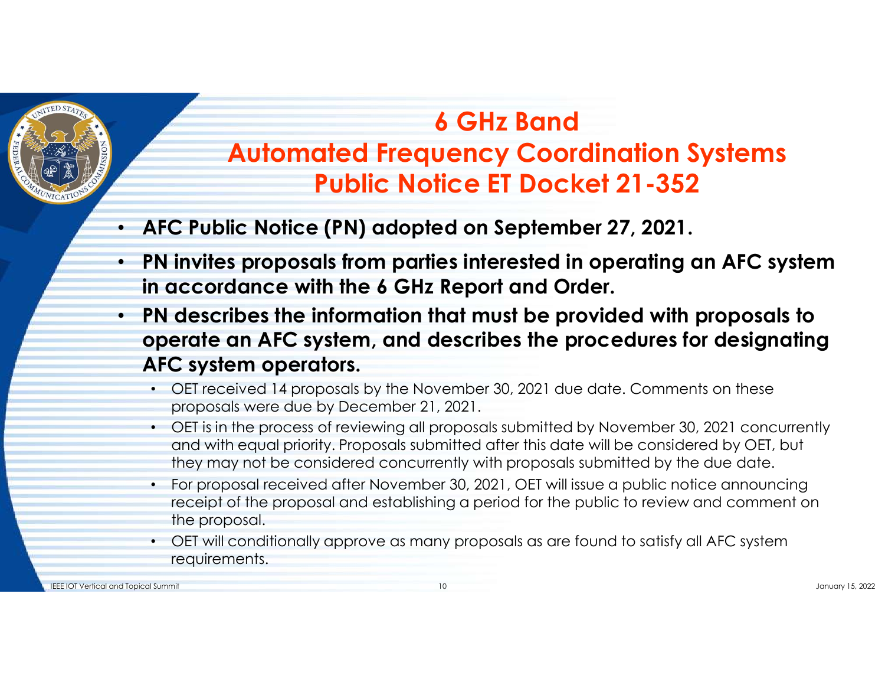# 6 GHz Band
# Automated Frequency Coordination Systems
# Public Notice ET Docket 21-352

- **AFC Public Notice (PN) adopted on September 27, 2021.**
- **PN invites proposals from parties interested in operating an AFC system in accordance with the 6 GHz Report and Order.**
- **PN describes the information that must be provided with proposals to operate an AFC system, and describes the procedures for designating AFC system operators.**
  - OET received 14 proposals by the November 30, 2021 due date. Comments on these proposals were due by December 21, 2021.
  - OET is in the process of reviewing all proposals submitted by November 30, 2021 concurrently and with equal priority. Proposals submitted after this date will be considered by OET, but they may not be considered concurrently with proposals submitted by the due date.
  - For proposal received after November 30, 2021, OET will issue a public notice announcing receipt of the proposal and establishing a period for the public to review and comment on the proposal.
  - OET will conditionally approve as many proposals as are found to satisfy all AFC system requirements.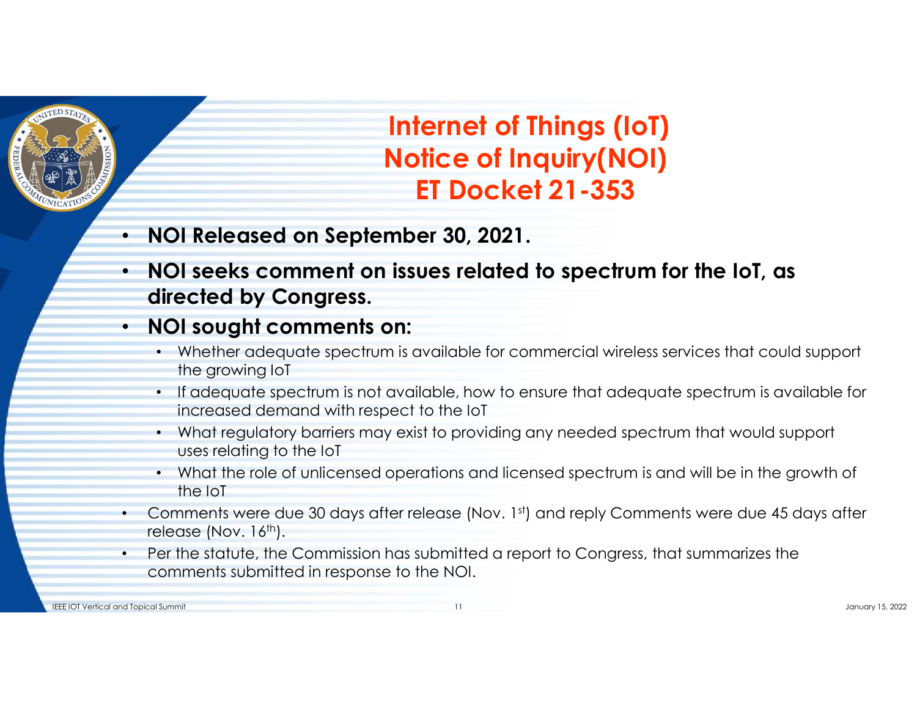# Internet of Things (IoT) Notice of Inquiry(NOI) ET Docket 21-353

- **NOI Released on September 30, 2021.**
- **NOI seeks comment on issues related to spectrum for the IoT, as directed by Congress.**
- **NOI sought comments on:**
  - Whether adequate spectrum is available for commercial wireless services that could support the growing IoT
  - If adequate spectrum is not available, how to ensure that adequate spectrum is available for increased demand with respect to the IoT
  - What regulatory barriers may exist to providing any needed spectrum that would support uses relating to the IoT
  - What the role of unlicensed operations and licensed spectrum is and will be in the growth of the IoT
- Comments were due 30 days after release (Nov. 1st) and reply Comments were due 45 days after release (Nov. 16th).
- Per the statute, the Commission has submitted a report to Congress, that summarizes the comments submitted in response to the NOI.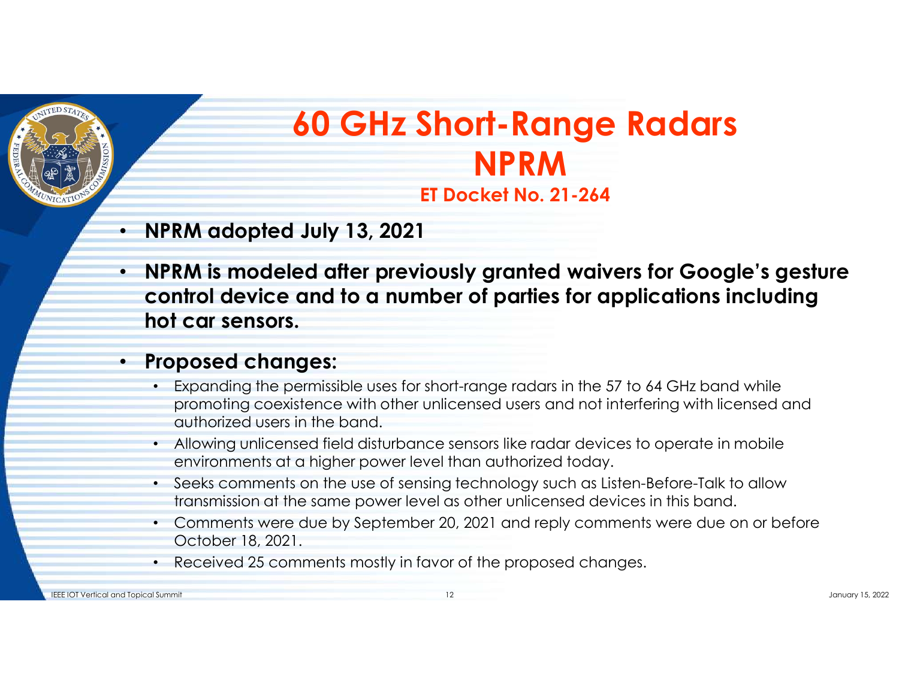# 60 GHz Short-Range Radars NPRM

### ET Docket No. 21-264

- **NPRM adopted July 13, 2021**
- **NPRM is modeled after previously granted waivers for Google's gesture control device and to a number of parties for applications including hot car sensors.**
- **Proposed changes:**
  - Expanding the permissible uses for short-range radars in the 57 to 64 GHz band while promoting coexistence with other unlicensed users and not interfering with licensed and authorized users in the band.
  - Allowing unlicensed field disturbance sensors like radar devices to operate in mobile environments at a higher power level than authorized today.
  - Seeks comments on the use of sensing technology such as Listen-Before-Talk to allow transmission at the same power level as other unlicensed devices in this band.
  - Comments were due by September 20, 2021 and reply comments were due on or before October 18, 2021.
  - Received 25 comments mostly in favor of the proposed changes.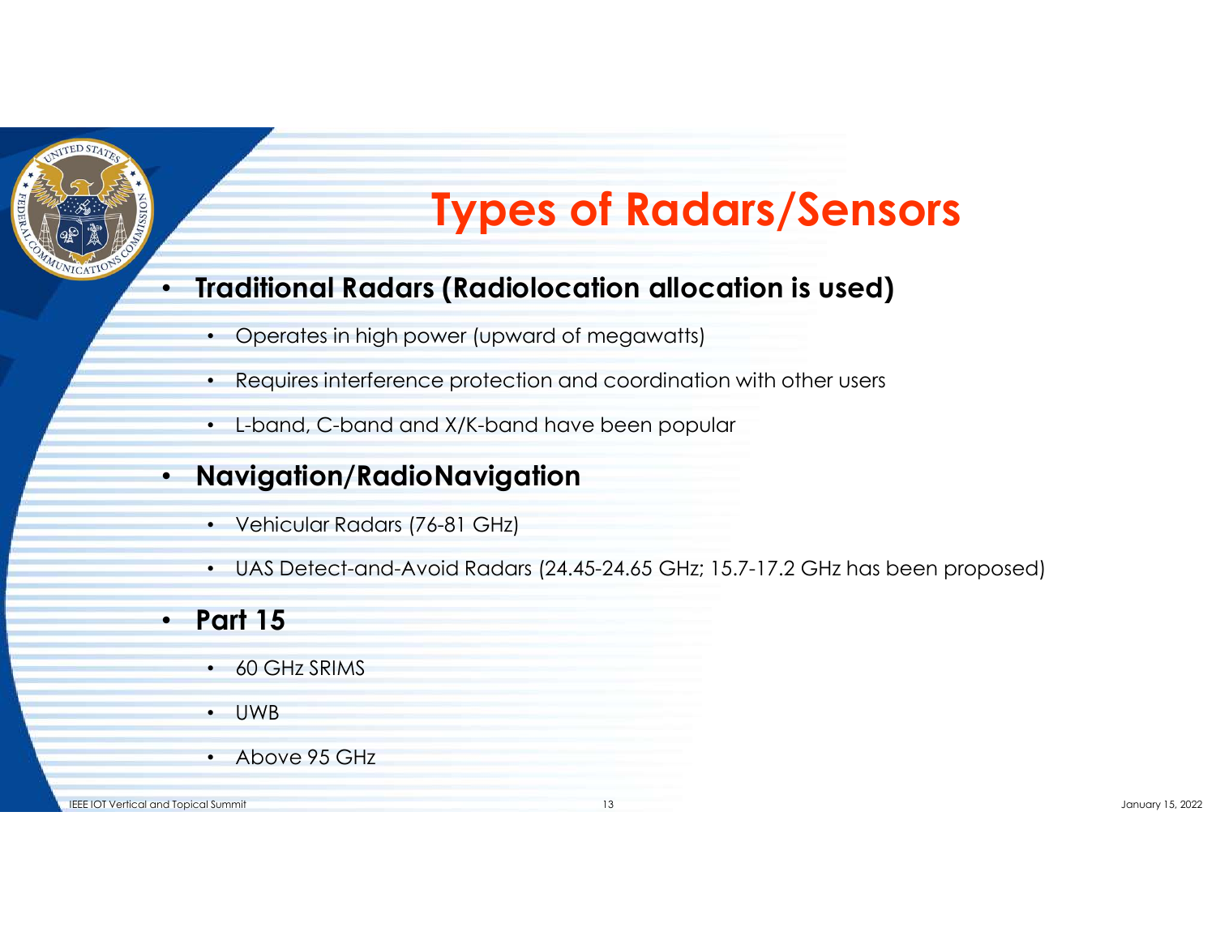# Types of Radars/Sensors

- **Traditional Radars (Radiolocation allocation is used)**
  - Operates in high power (upward of megawatts)
  - Requires interference protection and coordination with other users
  - L-band, C-band and X/K-band have been popular
- **Navigation/RadioNavigation**
  - Vehicular Radars (76-81 GHz)
  - UAS Detect-and-Avoid Radars (24.45-24.65 GHz; 15.7-17.2 GHz has been proposed)
- **Part 15**
  - 60 GHz SRIMS
  - UWB
  - Above 95 GHz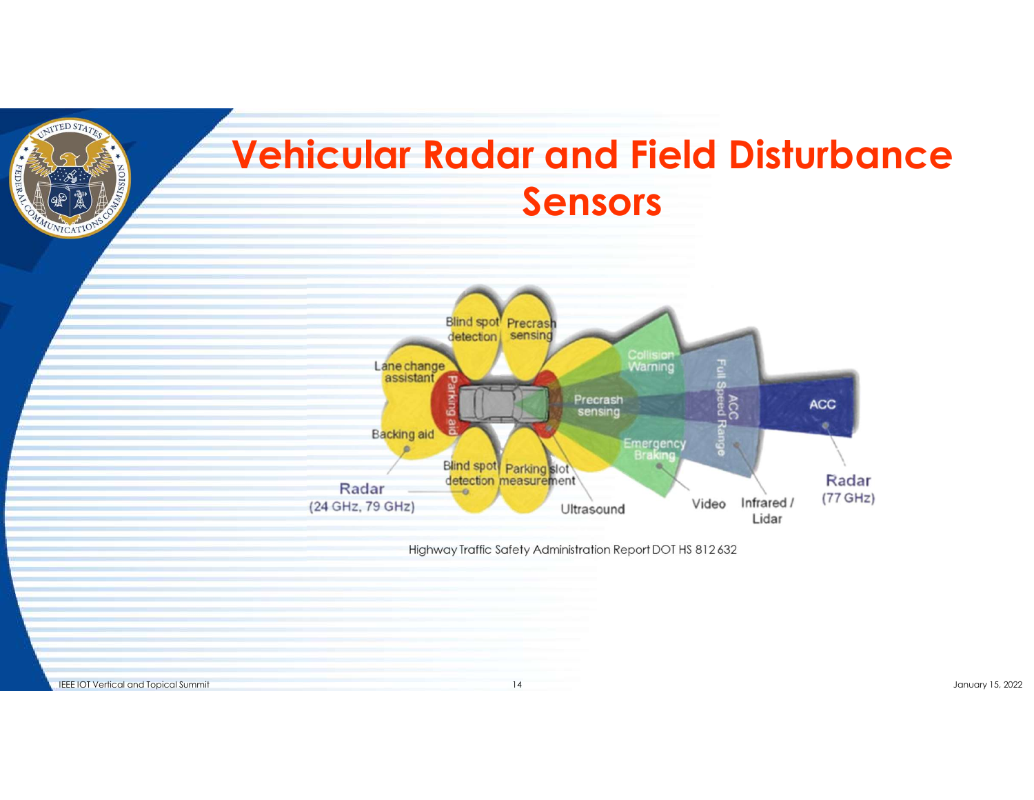# Vehicular Radar and Field Disturbance Sensors

Blind spot detection

Precrash sensing

Lane change assistant

Parking aid

Backing aid

Collision Warning

Precrash sensing

Emergency Braking

Full Speed Range ACC

ACC

Blind spot detection

Parking slot measurement

Radar (24 GHz, 79 GHz)

Ultrasound

Video

Infrared / Lidar

Radar (77 GHz)

Highway Traffic Safety Administration Report DOT HS 812 632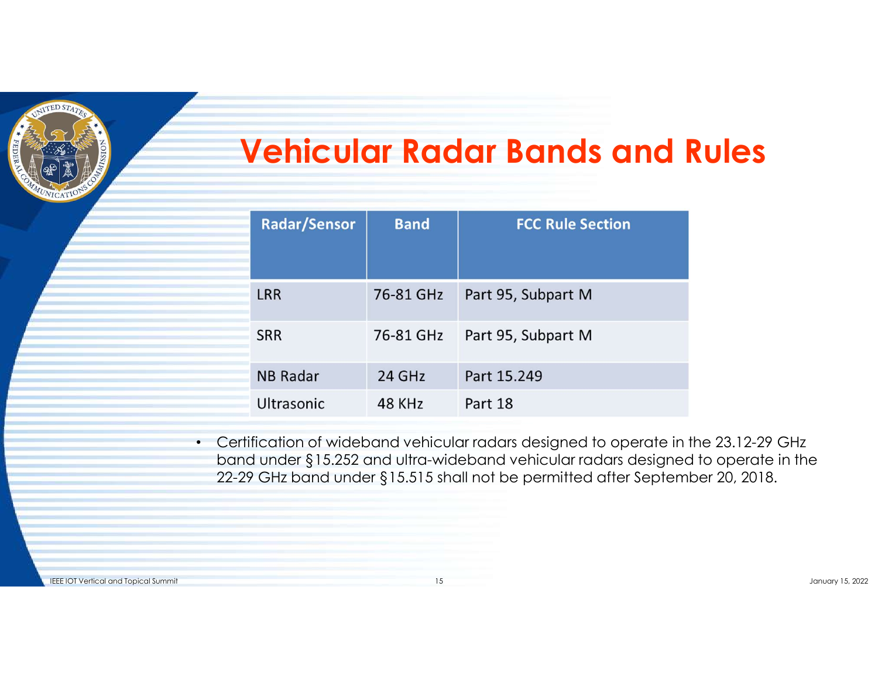# Vehicular Radar Bands and Rules

| Radar/Sensor | Band | FCC Rule Section |
|---|---|---|
| LRR | 76-81 GHz | Part 95, Subpart M |
| SRR | 76-81 GHz | Part 95, Subpart M |
| NB Radar | 24 GHz | Part 15.249 |
| Ultrasonic | 48 KHz | Part 18 |

- Certification of wideband vehicular radars designed to operate in the 23.12-29 GHz band under §15.252 and ultra-wideband vehicular radars designed to operate in the 22-29 GHz band under §15.515 shall not be permitted after September 20, 2018.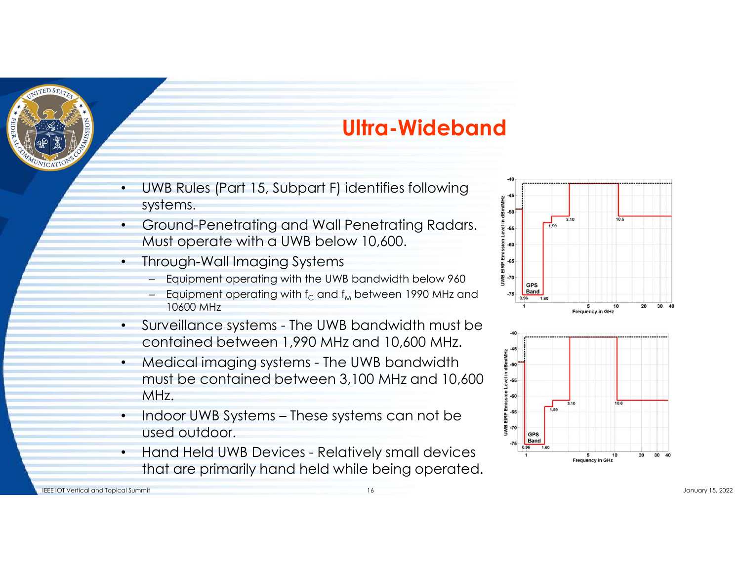# Ultra-Wideband

- UWB Rules (Part 15, Subpart F) identifies following systems.
- Ground-Penetrating and Wall Penetrating Radars. Must operate with a UWB below 10,600.
- Through-Wall Imaging Systems
  - Equipment operating with the UWB bandwidth below 960
  - Equipment operating with $f_C$ and $f_M$ between 1990 MHz and 10600 MHz
- Surveillance systems - The UWB bandwidth must be contained between 1,990 MHz and 10,600 MHz.
- Medical imaging systems - The UWB bandwidth must be contained between 3,100 MHz and 10,600 MHz.
- Indoor UWB Systems – These systems can not be used outdoor.
- Hand Held UWB Devices - Relatively small devices that are primarily hand held while being operated.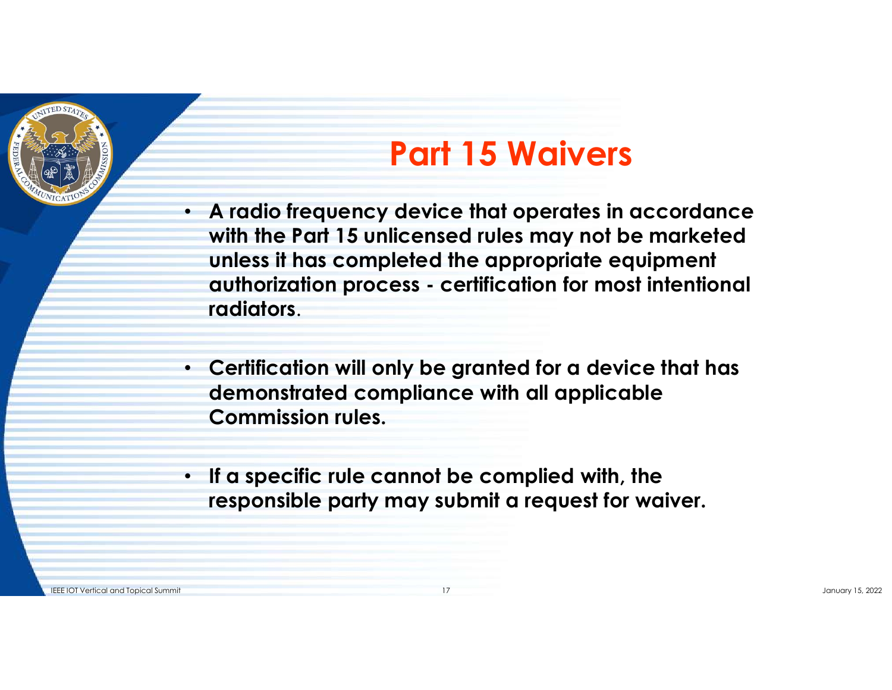# Part 15 Waivers

- **A radio frequency device that operates in accordance with the Part 15 unlicensed rules may not be marketed unless it has completed the appropriate equipment authorization process - certification for most intentional radiators.**

- **Certification will only be granted for a device that has demonstrated compliance with all applicable Commission rules.**

- **If a specific rule cannot be complied with, the responsible party may submit a request for waiver.**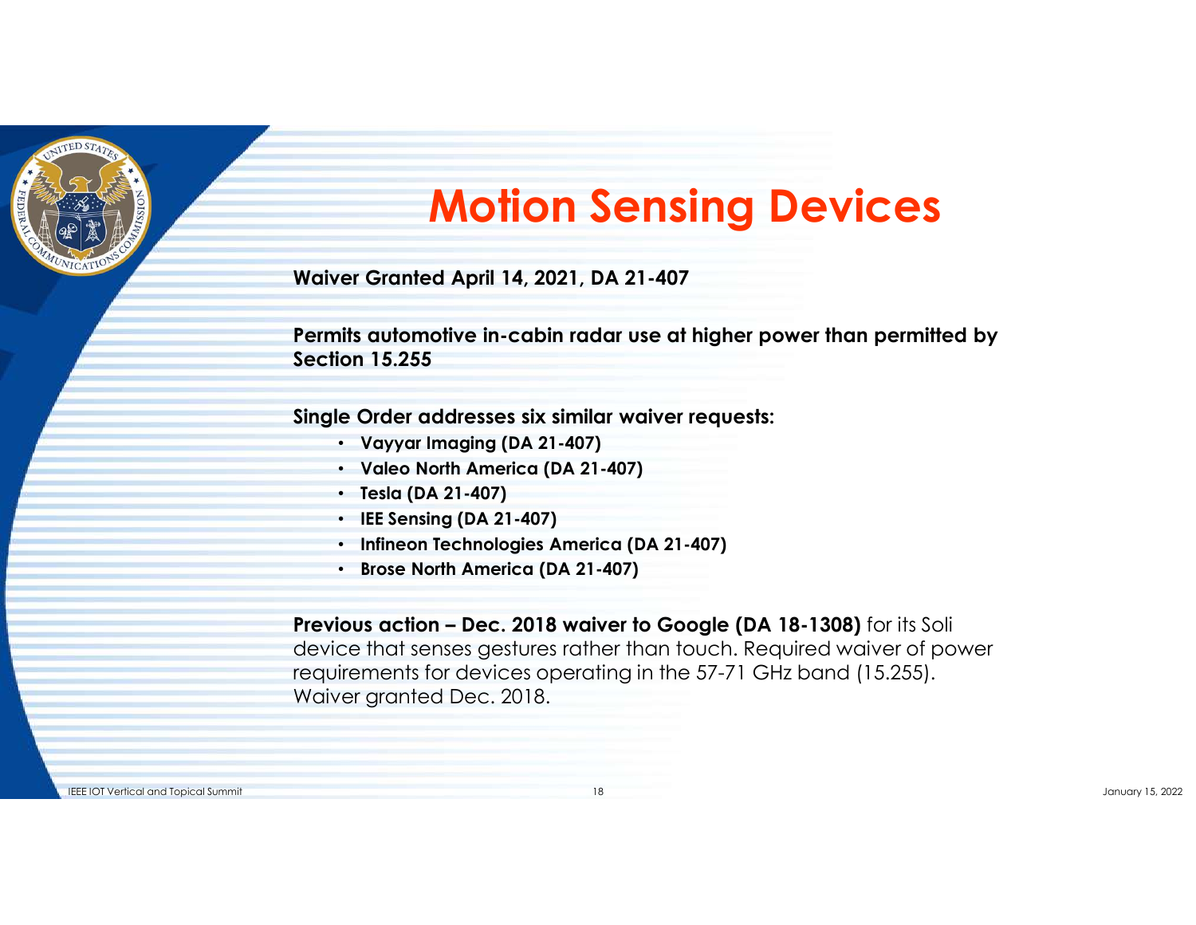# Motion Sensing Devices

**Waiver Granted April 14, 2021, DA 21-407**

**Permits automotive in-cabin radar use at higher power than permitted by Section 15.255**

**Single Order addresses six similar waiver requests:**

- **Vayyar Imaging (DA 21-407)**
- **Valeo North America (DA 21-407)**
- **Tesla (DA 21-407)**
- **IEE Sensing (DA 21-407)**
- **Infineon Technologies America (DA 21-407)**
- **Brose North America (DA 21-407)**

**Previous action – Dec. 2018 waiver to Google (DA 18-1308)** for its Soli device that senses gestures rather than touch. Required waiver of power requirements for devices operating in the 57-71 GHz band (15.255). Waiver granted Dec. 2018.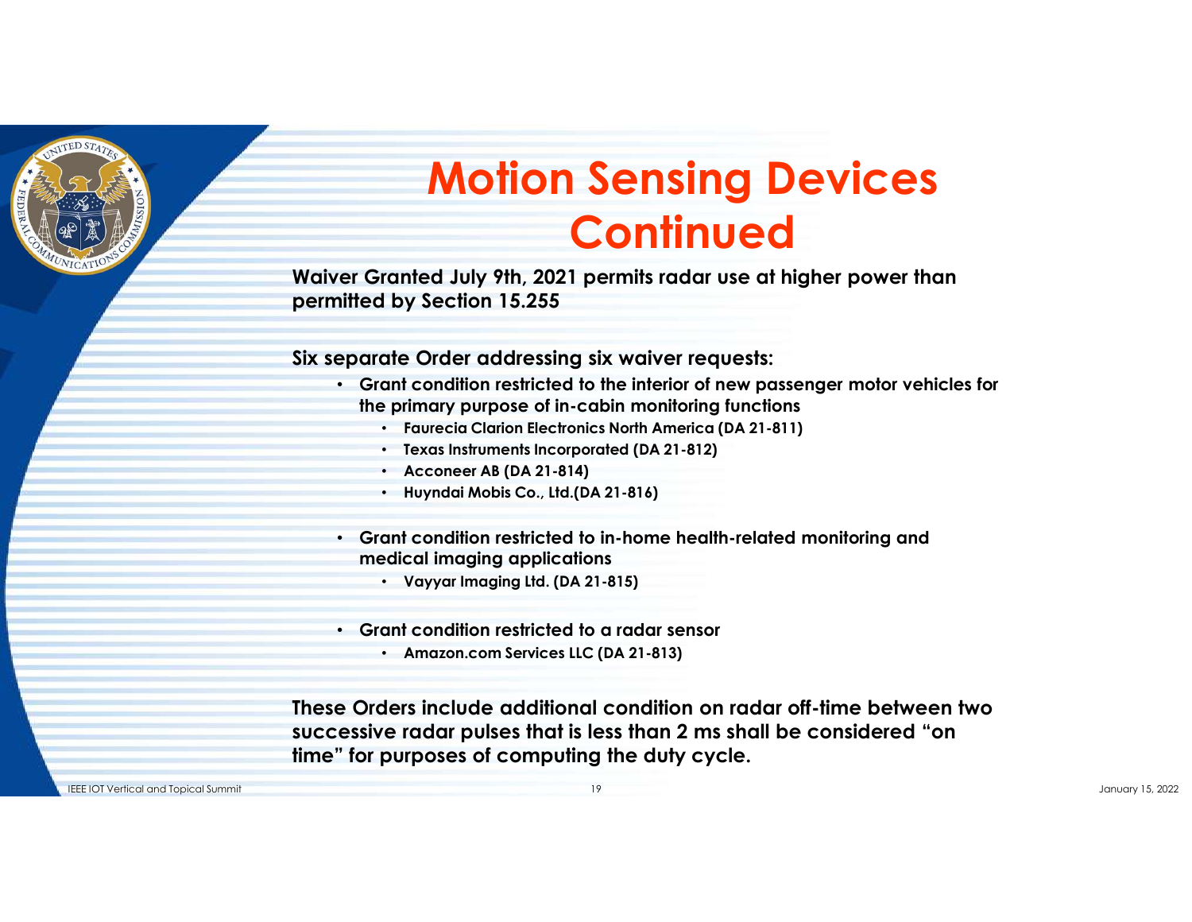# Motion Sensing Devices Continued

**Waiver Granted July 9th, 2021 permits radar use at higher power than permitted by Section 15.255**

**Six separate Order addressing six waiver requests:**

- **Grant condition restricted to the interior of new passenger motor vehicles for the primary purpose of in-cabin monitoring functions**
  - **Faurecia Clarion Electronics North America (DA 21-811)**
  - **Texas Instruments Incorporated (DA 21-812)**
  - **Acconeer AB (DA 21-814)**
  - **Huyndai Mobis Co., Ltd.(DA 21-816)**
- **Grant condition restricted to in-home health-related monitoring and medical imaging applications**
  - **Vayyar Imaging Ltd. (DA 21-815)**
- **Grant condition restricted to a radar sensor**
  - **Amazon.com Services LLC (DA 21-813)**

**These Orders include additional condition on radar off-time between two successive radar pulses that is less than 2 ms shall be considered "on time" for purposes of computing the duty cycle.**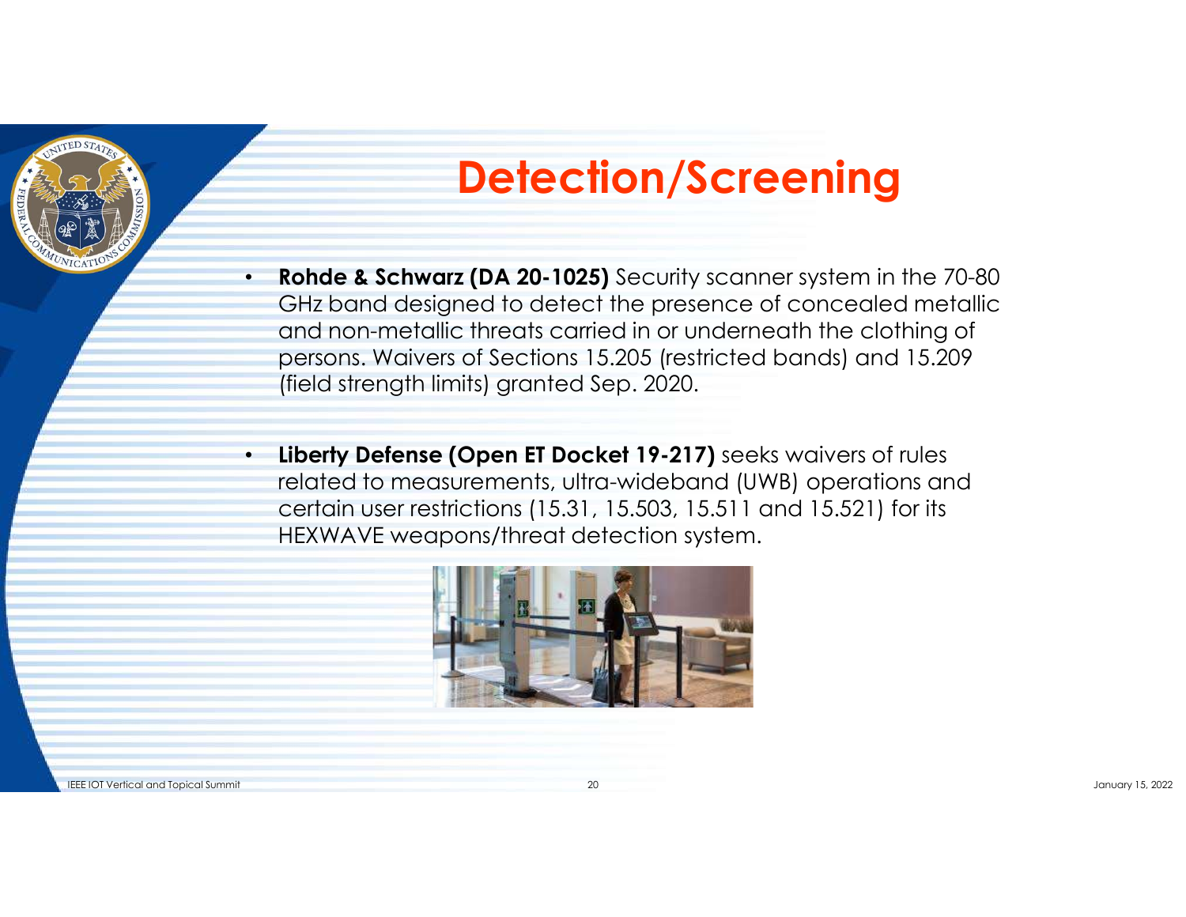# Detection/Screening

- **Rohde & Schwarz (DA 20-1025)** Security scanner system in the 70-80 GHz band designed to detect the presence of concealed metallic and non-metallic threats carried in or underneath the clothing of persons. Waivers of Sections 15.205 (restricted bands) and 15.209 (field strength limits) granted Sep. 2020.

- **Liberty Defense (Open ET Docket 19-217)** seeks waivers of rules related to measurements, ultra-wideband (UWB) operations and certain user restrictions (15.31, 15.503, 15.511 and 15.521) for its HEXWAVE weapons/threat detection system.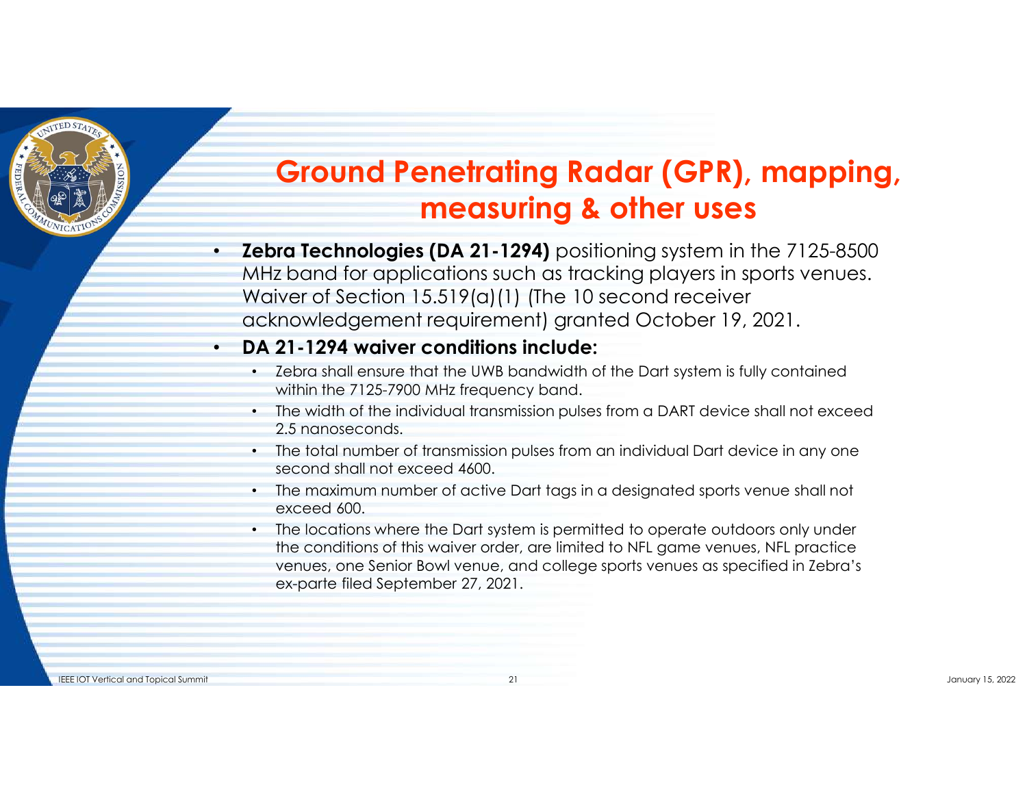# Ground Penetrating Radar (GPR), mapping, measuring & other uses

- **Zebra Technologies (DA 21-1294)** positioning system in the 7125-8500 MHz band for applications such as tracking players in sports venues. Waiver of Section 15.519(a)(1) (The 10 second receiver acknowledgement requirement) granted October 19, 2021.
- **DA 21-1294 waiver conditions include:**
  - Zebra shall ensure that the UWB bandwidth of the Dart system is fully contained within the 7125-7900 MHz frequency band.
  - The width of the individual transmission pulses from a DART device shall not exceed 2.5 nanoseconds.
  - The total number of transmission pulses from an individual Dart device in any one second shall not exceed 4600.
  - The maximum number of active Dart tags in a designated sports venue shall not exceed 600.
  - The locations where the Dart system is permitted to operate outdoors only under the conditions of this waiver order, are limited to NFL game venues, NFL practice venues, one Senior Bowl venue, and college sports venues as specified in Zebra's ex-parte filed September 27, 2021.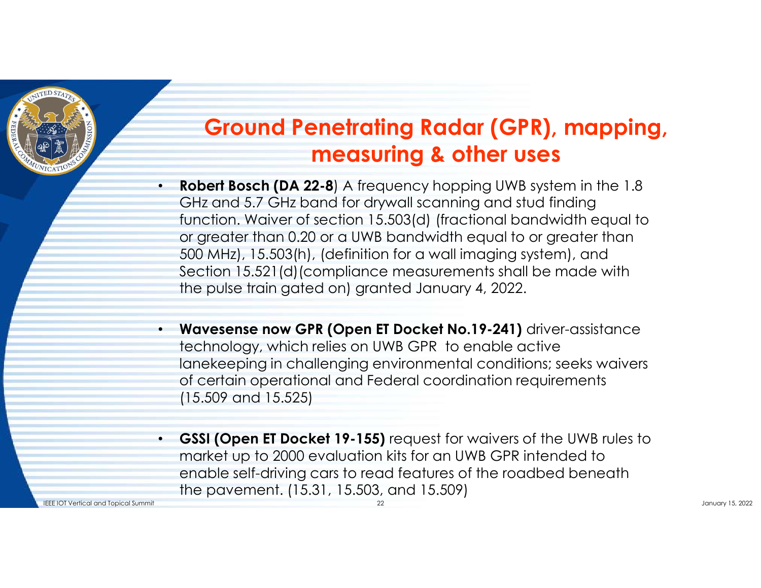# Ground Penetrating Radar (GPR), mapping, measuring & other uses

- **Robert Bosch (DA 22-8**) A frequency hopping UWB system in the 1.8 GHz and 5.7 GHz band for drywall scanning and stud finding function. Waiver of section 15.503(d) (fractional bandwidth equal to or greater than 0.20 or a UWB bandwidth equal to or greater than 500 MHz), 15.503(h), (definition for a wall imaging system), and Section 15.521(d)(compliance measurements shall be made with the pulse train gated on) granted January 4, 2022.

- **Wavesense now GPR (Open ET Docket No.19-241)** driver-assistance technology, which relies on UWB GPR to enable active lanekeeping in challenging environmental conditions; seeks waivers of certain operational and Federal coordination requirements (15.509 and 15.525)

- **GSSI (Open ET Docket 19-155)** request for waivers of the UWB rules to market up to 2000 evaluation kits for an UWB GPR intended to enable self-driving cars to read features of the roadbed beneath the pavement. (15.31, 15.503, and 15.509)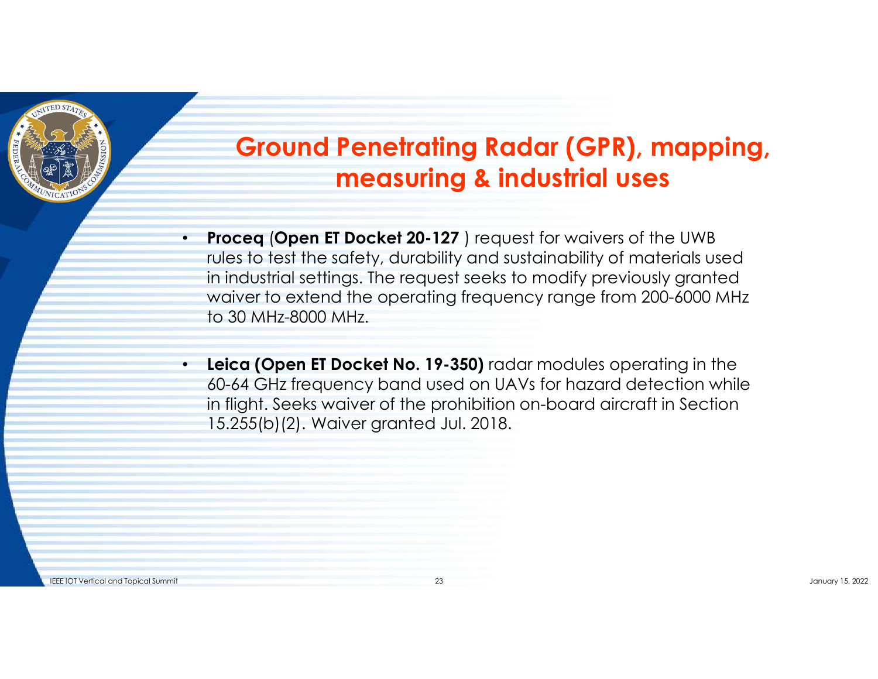# Ground Penetrating Radar (GPR), mapping, measuring & industrial uses

- **Proceq** (**Open ET Docket 20-127** ) request for waivers of the UWB rules to test the safety, durability and sustainability of materials used in industrial settings. The request seeks to modify previously granted waiver to extend the operating frequency range from 200-6000 MHz to 30 MHz-8000 MHz.

- **Leica (Open ET Docket No. 19-350)** radar modules operating in the 60-64 GHz frequency band used on UAVs for hazard detection while in flight. Seeks waiver of the prohibition on-board aircraft in Section 15.255(b)(2). Waiver granted Jul. 2018.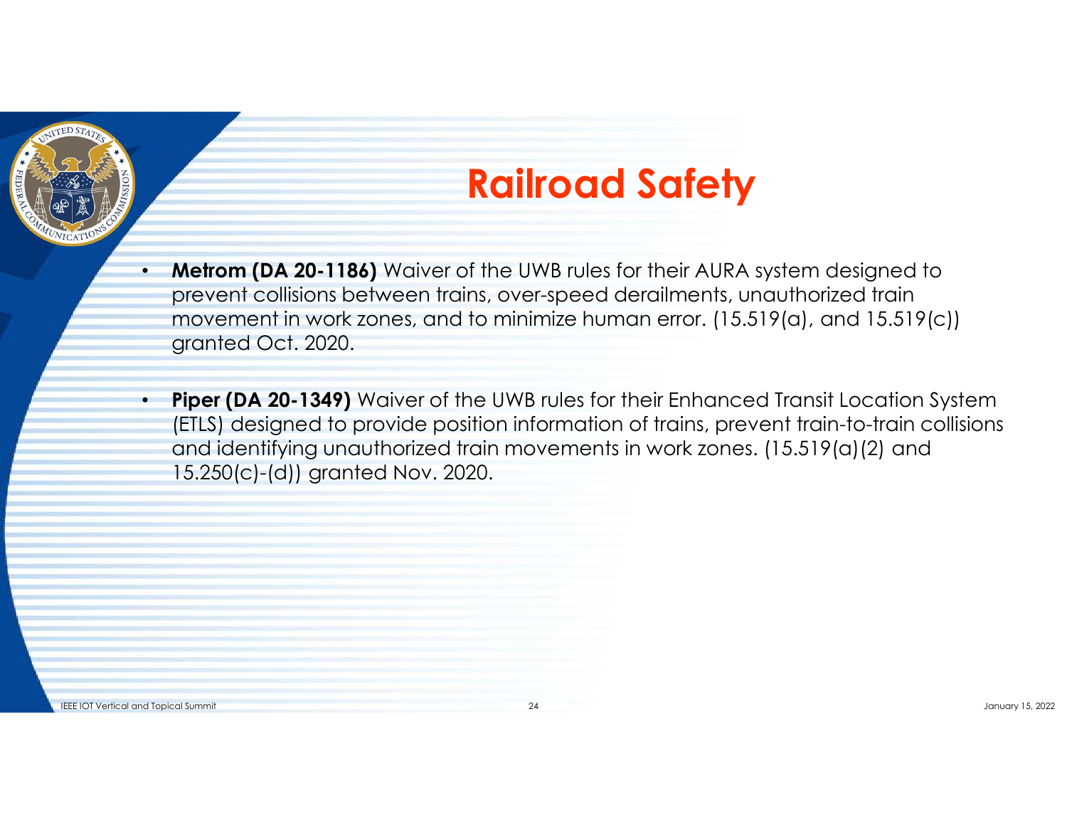# Railroad Safety

- **Metrom (DA 20-1186)** Waiver of the UWB rules for their AURA system designed to prevent collisions between trains, over-speed derailments, unauthorized train movement in work zones, and to minimize human error. (15.519(a), and 15.519(c)) granted Oct. 2020.

- **Piper (DA 20-1349)** Waiver of the UWB rules for their Enhanced Transit Location System (ETLS) designed to provide position information of trains, prevent train-to-train collisions and identifying unauthorized train movements in work zones. (15.519(a)(2) and 15.250(c)-(d)) granted Nov. 2020.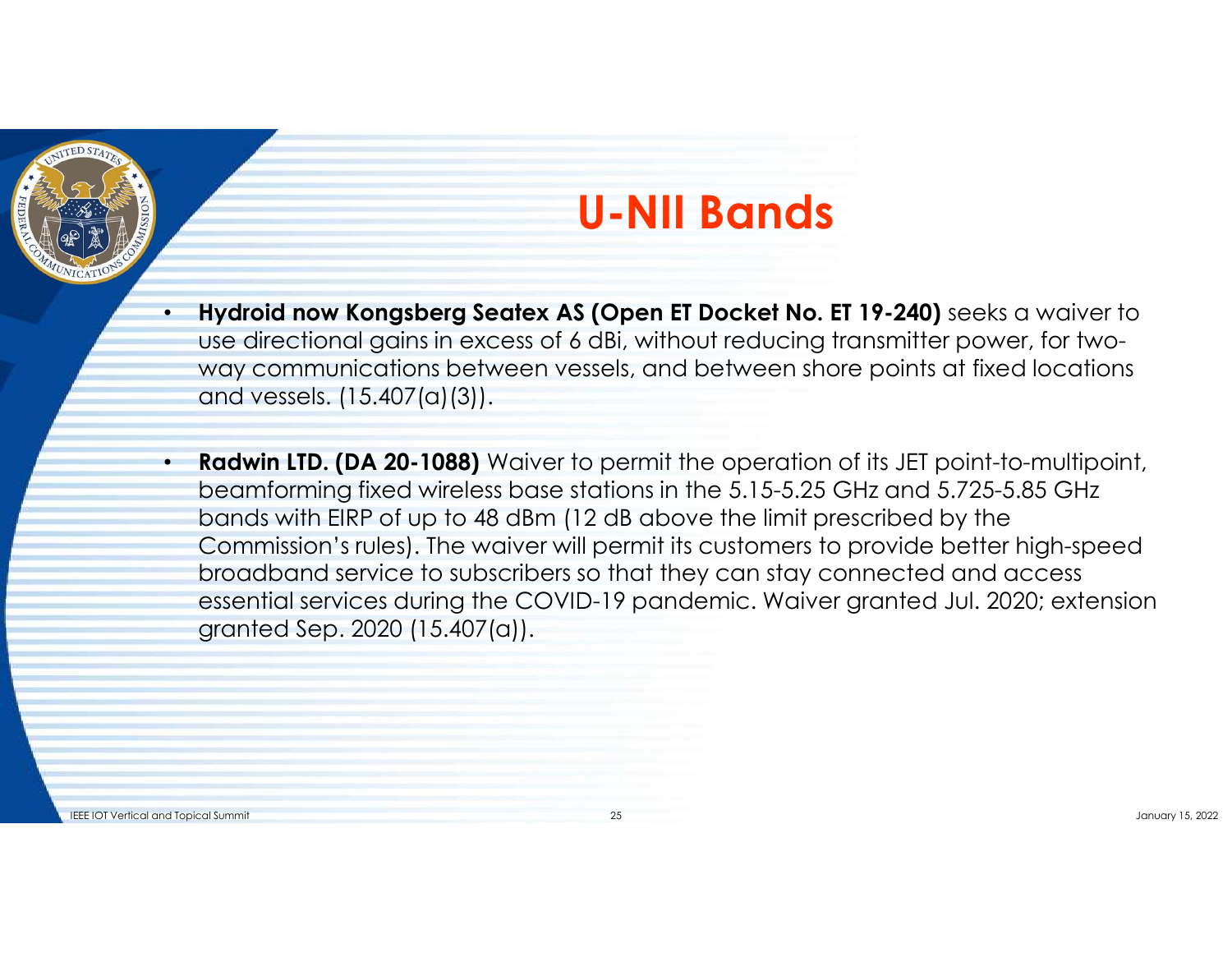# U-NII Bands

- **Hydroid now Kongsberg Seatex AS (Open ET Docket No. ET 19-240)** seeks a waiver to use directional gains in excess of 6 dBi, without reducing transmitter power, for two-way communications between vessels, and between shore points at fixed locations and vessels. (15.407(a)(3)).

- **Radwin LTD. (DA 20-1088)** Waiver to permit the operation of its JET point-to-multipoint, beamforming fixed wireless base stations in the 5.15-5.25 GHz and 5.725-5.85 GHz bands with EIRP of up to 48 dBm (12 dB above the limit prescribed by the Commission's rules). The waiver will permit its customers to provide better high-speed broadband service to subscribers so that they can stay connected and access essential services during the COVID-19 pandemic. Waiver granted Jul. 2020; extension granted Sep. 2020 (15.407(a)).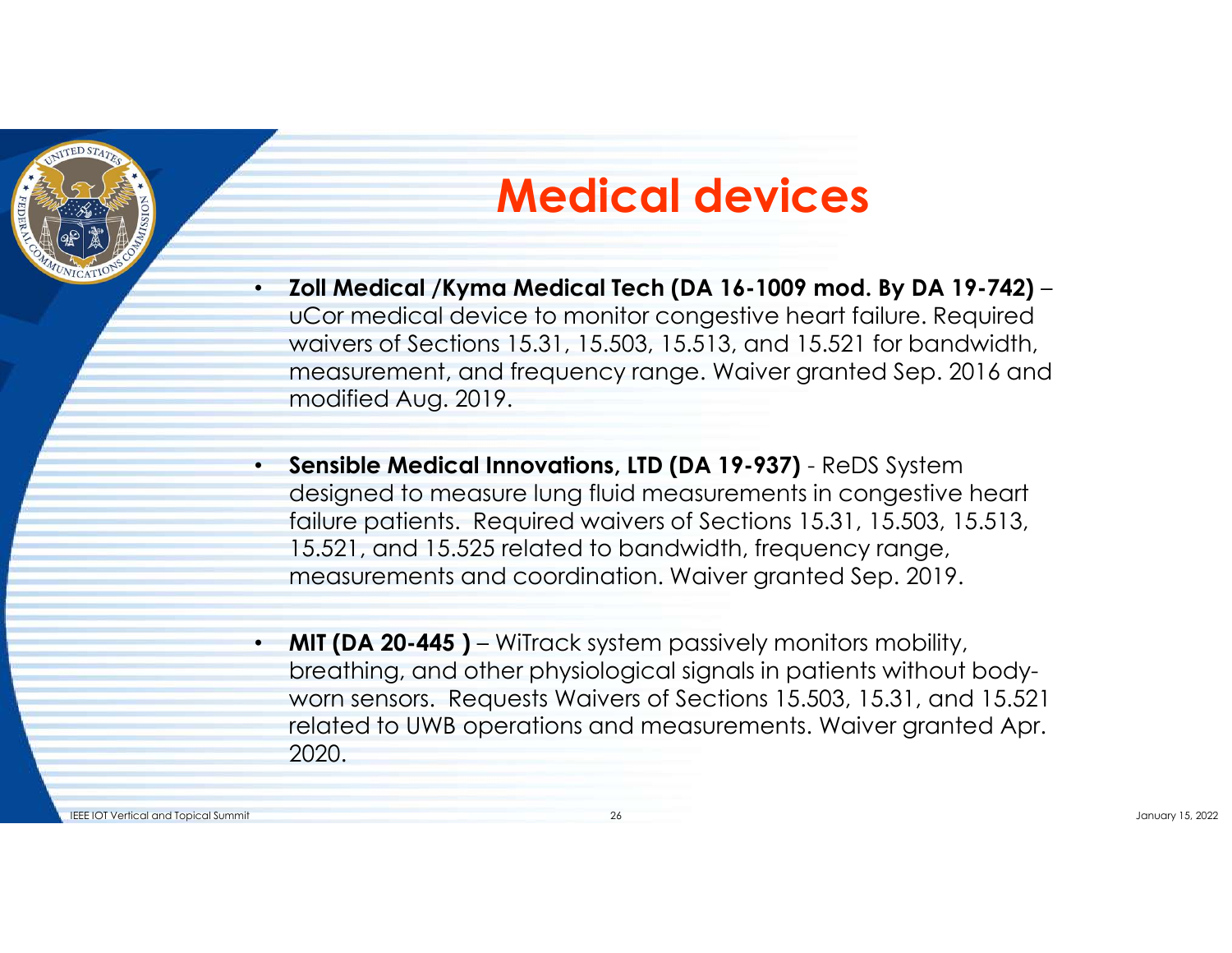# Medical devices

- **Zoll Medical /Kyma Medical Tech (DA 16-1009 mod. By DA 19-742)** – uCor medical device to monitor congestive heart failure. Required waivers of Sections 15.31, 15.503, 15.513, and 15.521 for bandwidth, measurement, and frequency range. Waiver granted Sep. 2016 and modified Aug. 2019.

- **Sensible Medical Innovations, LTD (DA 19-937)** - ReDS System designed to measure lung fluid measurements in congestive heart failure patients. Required waivers of Sections 15.31, 15.503, 15.513, 15.521, and 15.525 related to bandwidth, frequency range, measurements and coordination. Waiver granted Sep. 2019.

- **MIT (DA 20-445 )** – WiTrack system passively monitors mobility, breathing, and other physiological signals in patients without body-worn sensors. Requests Waivers of Sections 15.503, 15.31, and 15.521 related to UWB operations and measurements. Waiver granted Apr. 2020.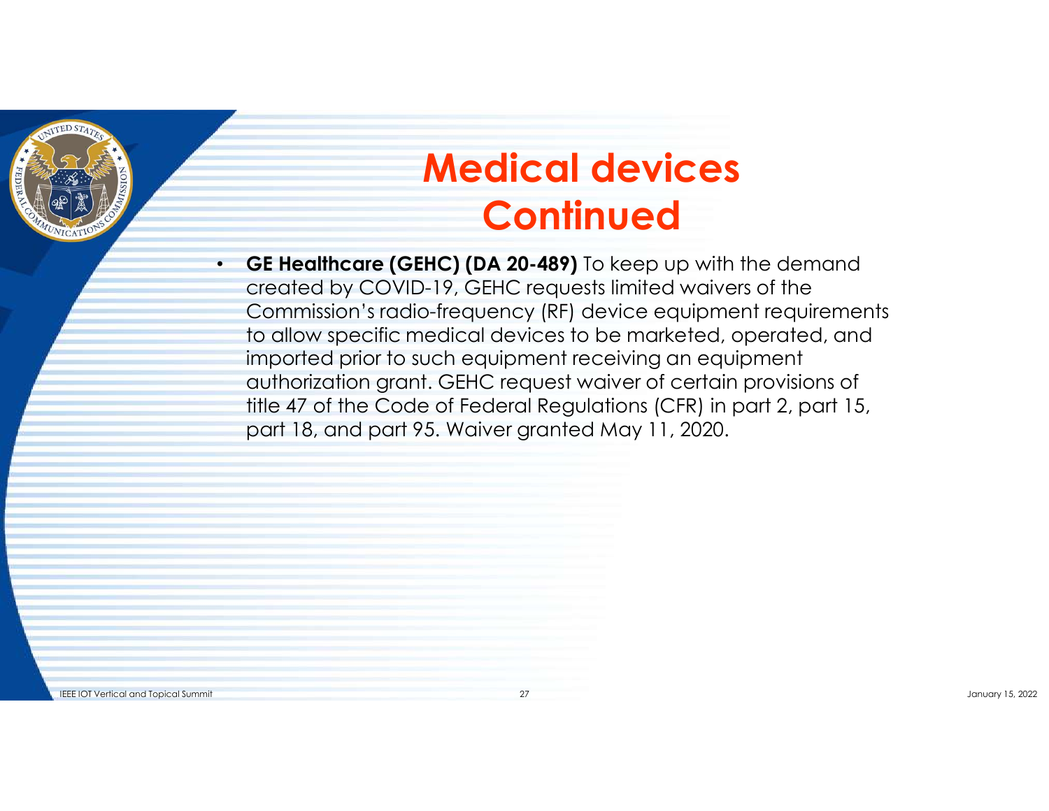# Medical devices Continued

- **GE Healthcare (GEHC) (DA 20-489)** To keep up with the demand created by COVID-19, GEHC requests limited waivers of the Commission's radio-frequency (RF) device equipment requirements to allow specific medical devices to be marketed, operated, and imported prior to such equipment receiving an equipment authorization grant. GEHC request waiver of certain provisions of title 47 of the Code of Federal Regulations (CFR) in part 2, part 15, part 18, and part 95. Waiver granted May 11, 2020.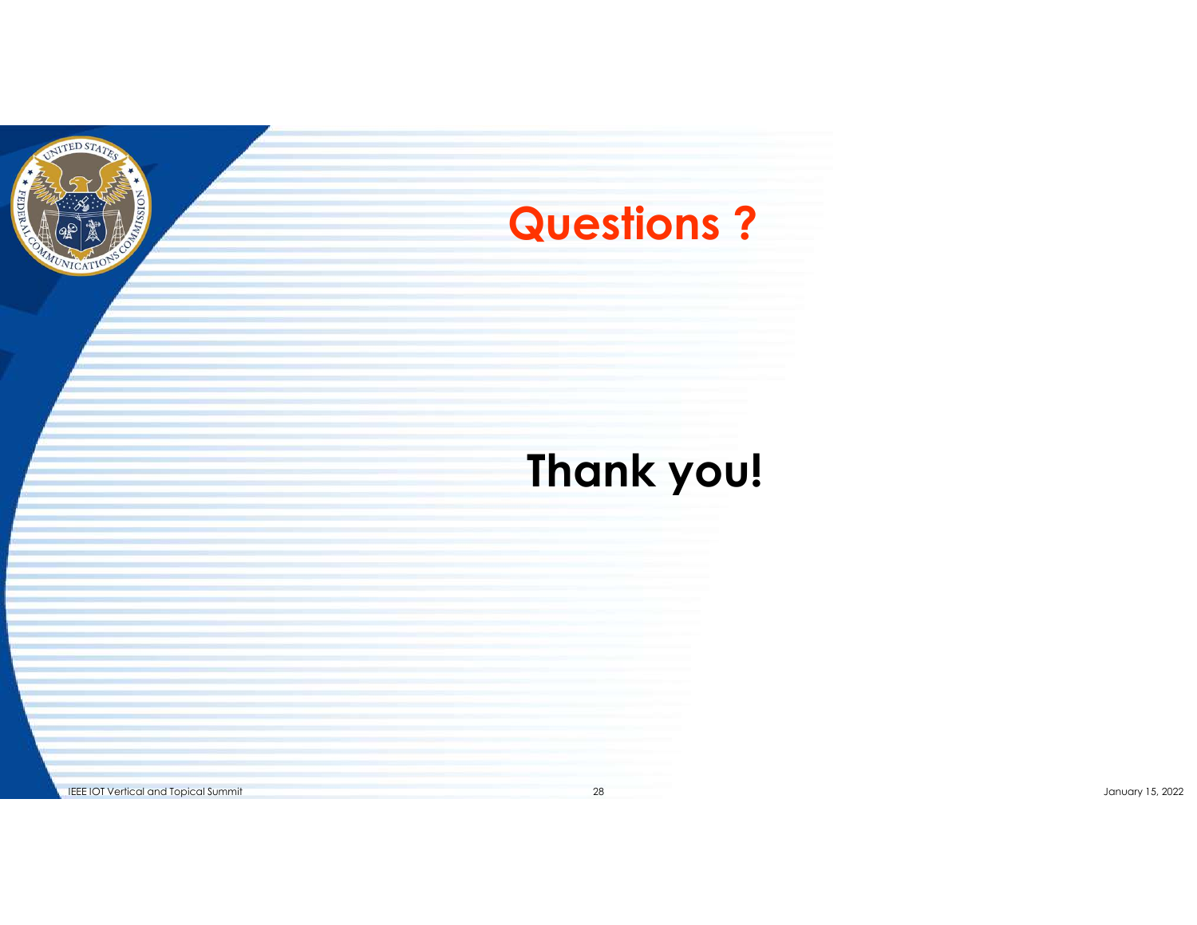# Questions ?

# Thank you!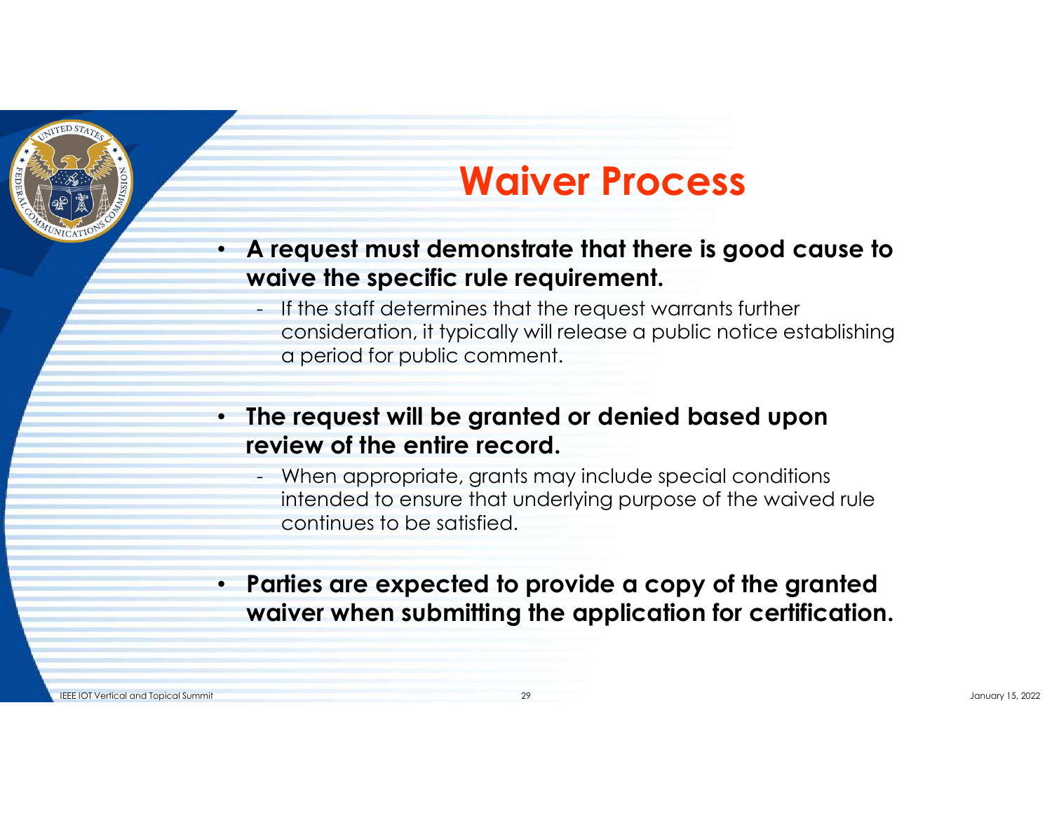# Waiver Process

- **A request must demonstrate that there is good cause to waive the specific rule requirement.**
  - If the staff determines that the request warrants further consideration, it typically will release a public notice establishing a period for public comment.
- **The request will be granted or denied based upon review of the entire record.**
  - When appropriate, grants may include special conditions intended to ensure that underlying purpose of the waived rule continues to be satisfied.
- **Parties are expected to provide a copy of the granted waiver when submitting the application for certification.**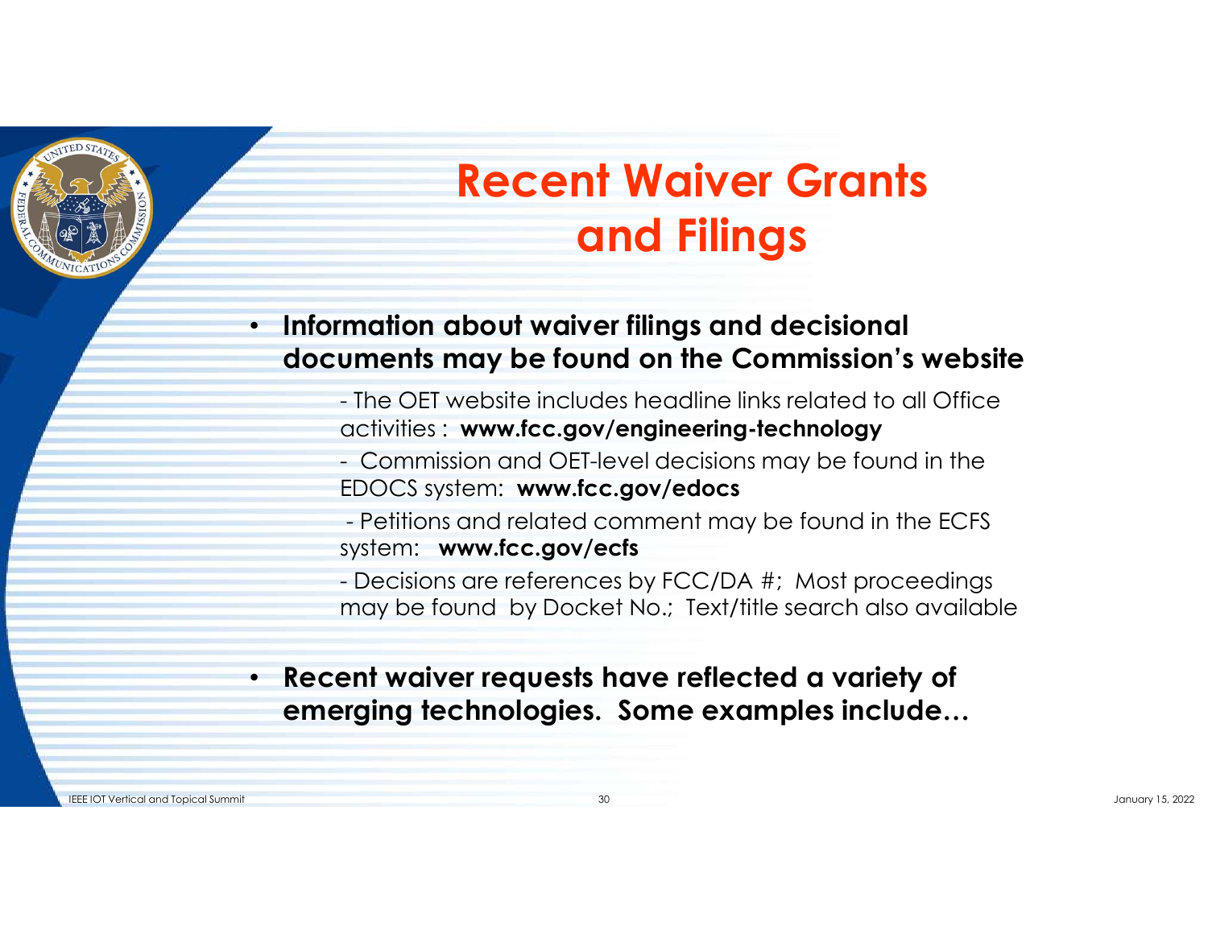# Recent Waiver Grants and Filings

- **Information about waiver filings and decisional documents may be found on the Commission's website**

  - The OET website includes headline links related to all Office activities : **www.fcc.gov/engineering-technology**

  - Commission and OET-level decisions may be found in the EDOCS system: **www.fcc.gov/edocs**

  - Petitions and related comment may be found in the ECFS system: **www.fcc.gov/ecfs**

  - Decisions are references by FCC/DA #; Most proceedings may be found by Docket No.; Text/title search also available

- **Recent waiver requests have reflected a variety of emerging technologies. Some examples include…**